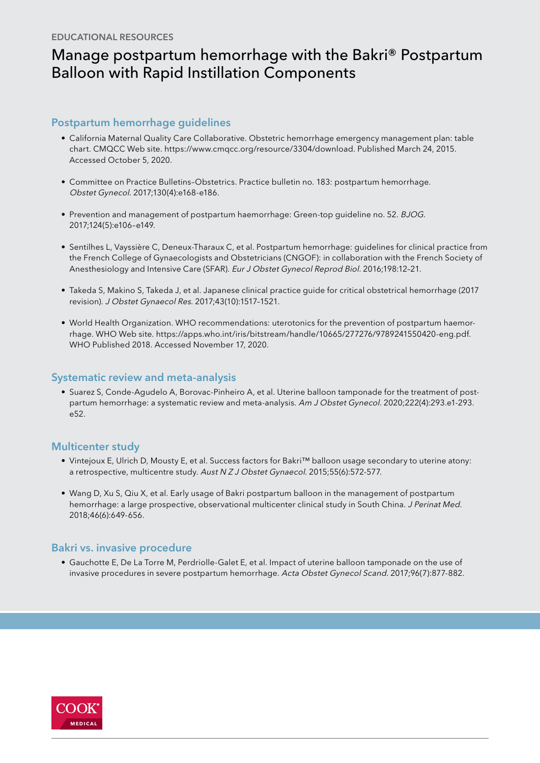EDUCATIONAL RESOURCES

# Manage postpartum hemorrhage with the Bakri® Postpartum Balloon with Rapid Instillation Components

## Postpartum hemorrhage guidelines

- California Maternal Quality Care Collaborative. Obstetric hemorrhage emergency management plan: table chart. CMQCC Web site. https://www.cmqcc.org/resource/3304/download. Published March 24, 2015. Accessed October 5, 2020.
- Committee on Practice Bulletins–Obstetrics. Practice bulletin no. 183: postpartum hemorrhage. *Obstet Gynecol.* 2017;130(4):e168-e186.
- Prevention and management of postpartum haemorrhage: Green-top guideline no. 52. *BJOG.* 2017;124(5):e106–e149.
- Sentilhes L, Vayssière C, Deneux-Tharaux C, et al. Postpartum hemorrhage: guidelines for clinical practice from the French College of Gynaecologists and Obstetricians (CNGOF): in collaboration with the French Society of Anesthesiology and Intensive Care (SFAR). *Eur J Obstet Gynecol Reprod Biol.* 2016;198:12–21.
- Takeda S, Makino S, Takeda J, et al. Japanese clinical practice guide for critical obstetrical hemorrhage (2017 revision). *J Obstet Gynaecol Res.* 2017;43(10):1517–1521.
- World Health Organization. WHO recommendations: uterotonics for the prevention of postpartum haemorrhage. WHO Web site. https://apps.who.int/iris/bitstream/handle/10665/277276/9789241550420-eng.pdf. WHO Published 2018. Accessed November 17, 2020.

## Systematic review and meta-analysis

- Suarez S, Conde-Agudelo A, Borovac-Pinheiro A, et al. Uterine balloon tamponade for the treatment of postpartum hemorrhage: a systematic review and meta-analysis. *Am J Obstet Gynecol.* 2020;222(4):293.e1-293.e52.

## Multicenter study

- Vintejoux E, Ulrich D, Mousty E, et al. Success factors for Bakri™ balloon usage secondary to uterine atony: a retrospective, multicentre study. *Aust N Z J Obstet Gynaecol.* 2015;55(6):572-577.
- Wang D, Xu S, Qiu X, et al. Early usage of Bakri postpartum balloon in the management of postpartum hemorrhage: a large prospective, observational multicenter clinical study in South China. *J Perinat Med.* 2018;46(6):649-656.

## Bakri vs. invasive procedure

- Gauchotte E, De La Torre M, Perdriolle-Galet E, et al. Impact of uterine balloon tamponade on the use of invasive procedures in severe postpartum hemorrhage. *Acta Obstet Gynecol Scand.* 2017;96(7):877-882.

COOK MEDICAL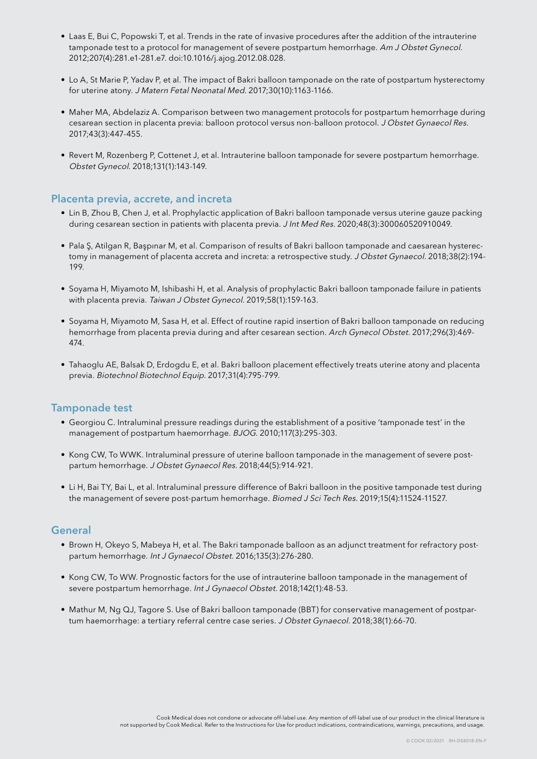- Laas E, Bui C, Popowski T, et al. Trends in the rate of invasive procedures after the addition of the intrauterine tamponade test to a protocol for management of severe postpartum hemorrhage. *Am J Obstet Gynecol.* 2012;207(4):281.e1-281.e7. doi:10.1016/j.ajog.2012.08.028.

- Lo A, St Marie P, Yadav P, et al. The impact of Bakri balloon tamponade on the rate of postpartum hysterectomy for uterine atony. *J Matern Fetal Neonatal Med.* 2017;30(10):1163-1166.

- Maher MA, Abdelaziz A. Comparison between two management protocols for postpartum hemorrhage during cesarean section in placenta previa: balloon protocol versus non-balloon protocol. *J Obstet Gynaecol Res.* 2017;43(3):447-455.

- Revert M, Rozenberg P, Cottenet J, et al. Intrauterine balloon tamponade for severe postpartum hemorrhage. *Obstet Gynecol.* 2018;131(1):143-149.

## Placenta previa, accrete, and increta

- Lin B, Zhou B, Chen J, et al. Prophylactic application of Bakri balloon tamponade versus uterine gauze packing during cesarean section in patients with placenta previa. *J Int Med Res.* 2020;48(3):300060520910049.

- Pala Ş, Atilgan R, Başpınar M, et al. Comparison of results of Bakri balloon tamponade and caesarean hysterectomy in management of placenta accreta and increta: a retrospective study. *J Obstet Gynaecol.* 2018;38(2):194-199.

- Soyama H, Miyamoto M, Ishibashi H, et al. Analysis of prophylactic Bakri balloon tamponade failure in patients with placenta previa. *Taiwan J Obstet Gynecol.* 2019;58(1):159-163.

- Soyama H, Miyamoto M, Sasa H, et al. Effect of routine rapid insertion of Bakri balloon tamponade on reducing hemorrhage from placenta previa during and after cesarean section. *Arch Gynecol Obstet.* 2017;296(3):469-474.

- Tahaoglu AE, Balsak D, Erdogdu E, et al. Bakri balloon placement effectively treats uterine atony and placenta previa. *Biotechnol Biotechnol Equip.* 2017;31(4):795-799.

## Tamponade test

- Georgiou C. Intraluminal pressure readings during the establishment of a positive 'tamponade test' in the management of postpartum haemorrhage. *BJOG.* 2010;117(3):295-303.

- Kong CW, To WWK. Intraluminal pressure of uterine balloon tamponade in the management of severe postpartum hemorrhage. *J Obstet Gynaecol Res.* 2018;44(5):914-921.

- Li H, Bai TY, Bai L, et al. Intraluminal pressure difference of Bakri balloon in the positive tamponade test during the management of severe post-partum hemorrhage. *Biomed J Sci Tech Res.* 2019;15(4):11524-11527.

## General

- Brown H, Okeyo S, Mabeya H, et al. The Bakri tamponade balloon as an adjunct treatment for refractory postpartum hemorrhage. *Int J Gynaecol Obstet.* 2016;135(3):276-280.

- Kong CW, To WW. Prognostic factors for the use of intrauterine balloon tamponade in the management of severe postpartum hemorrhage. *Int J Gynaecol Obstet.* 2018;142(1):48-53.

- Mathur M, Ng QJ, Tagore S. Use of Bakri balloon tamponade (BBT) for conservative management of postpartum haemorrhage: a tertiary referral centre case series. *J Obstet Gynaecol.* 2018;38(1):66-70.

Cook Medical does not condone or advocate off-label use. Any mention of off-label use of our product in the clinical literature is not supported by Cook Medical. Refer to the Instructions for Use for product indications, contraindications, warnings, precautions, and usage.

© COOK 02/2021 RH-D58018-EN-F